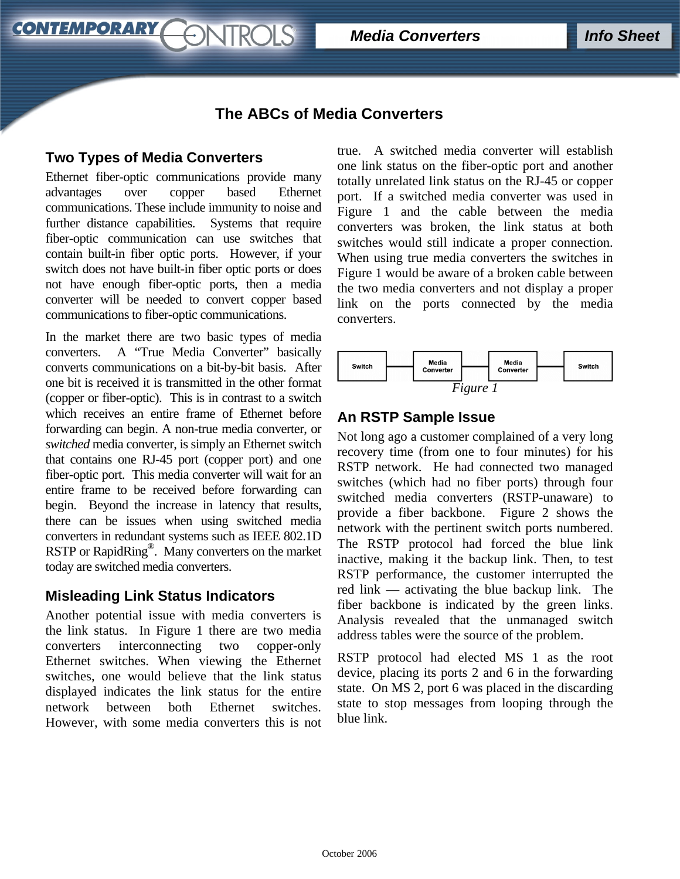# The ABCs of Media Converters

## Two Types of Media Converters

Ethernet fiber-optic communications provide many advantages over copper based Ethernet communications. These include immunity to noise and further distance capabilities. Systems that require fiber-optic communication can use switches that contain built-in fiber optic ports. However, if your switch does not have built-in fiber optic ports or does not have enough fiber-optic ports, then a media converter will be needed to convert copper based communications to fiber-optic communications.

In the market there are two basic types of media converters. A "True Media Converter" basically converts communications on a bit-by-bit basis. After one bit is received it is transmitted in the other format (copper or fiber-optic). This is in contrast to a switch which receives an entire frame of Ethernet before forwarding can begin. A non-true media converter, or *switched* media converter, is simply an Ethernet switch that contains one RJ-45 port (copper port) and one fiber-optic port. This media converter will wait for an entire frame to be received before forwarding can begin. Beyond the increase in latency that results, there can be issues when using switched media converters in redundant systems such as IEEE 802.1D RSTP or RapidRing®. Many converters on the market today are switched media converters.

## Misleading Link Status Indicators

Another potential issue with media converters is the link status. In Figure 1 there are two media converters interconnecting two copper-only Ethernet switches. When viewing the Ethernet switches, one would believe that the link status displayed indicates the link status for the entire network between both Ethernet switches. However, with some media converters this is not true. A switched media converter will establish one link status on the fiber-optic port and another totally unrelated link status on the RJ-45 or copper port. If a switched media converter was used in Figure 1 and the cable between the media converters was broken, the link status at both switches would still indicate a proper connection. When using true media converters the switches in Figure 1 would be aware of a broken cable between the two media converters and not display a proper link on the ports connected by the media converters.

Switch — Media Converter — Media Converter — Switch

*Figure 1*

## An RSTP Sample Issue

Not long ago a customer complained of a very long recovery time (from one to four minutes) for his RSTP network. He had connected two managed switches (which had no fiber ports) through four switched media converters (RSTP-unaware) to provide a fiber backbone. Figure 2 shows the network with the pertinent switch ports numbered. The RSTP protocol had forced the blue link inactive, making it the backup link. Then, to test RSTP performance, the customer interrupted the red link — activating the blue backup link. The fiber backbone is indicated by the green links. Analysis revealed that the unmanaged switch address tables were the source of the problem.

RSTP protocol had elected MS 1 as the root device, placing its ports 2 and 6 in the forwarding state. On MS 2, port 6 was placed in the discarding state to stop messages from looping through the blue link.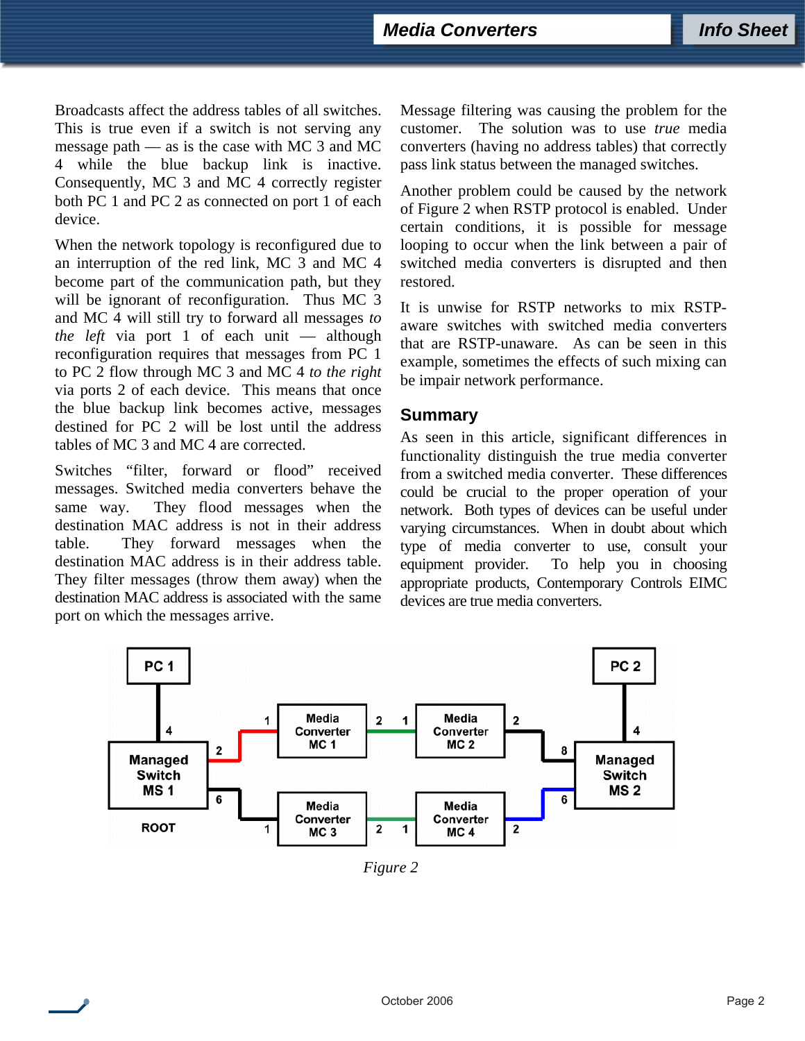Broadcasts affect the address tables of all switches. This is true even if a switch is not serving any message path — as is the case with MC 3 and MC 4 while the blue backup link is inactive. Consequently, MC 3 and MC 4 correctly register both PC 1 and PC 2 as connected on port 1 of each device.

When the network topology is reconfigured due to an interruption of the red link, MC 3 and MC 4 become part of the communication path, but they will be ignorant of reconfiguration. Thus MC 3 and MC 4 will still try to forward all messages *to the left* via port 1 of each unit — although reconfiguration requires that messages from PC 1 to PC 2 flow through MC 3 and MC 4 *to the right* via ports 2 of each device. This means that once the blue backup link becomes active, messages destined for PC 2 will be lost until the address tables of MC 3 and MC 4 are corrected.

Switches "filter, forward or flood" received messages. Switched media converters behave the same way. They flood messages when the destination MAC address is not in their address table. They forward messages when the destination MAC address is in their address table. They filter messages (throw them away) when the destination MAC address is associated with the same port on which the messages arrive.

Message filtering was causing the problem for the customer. The solution was to use *true* media converters (having no address tables) that correctly pass link status between the managed switches.

Another problem could be caused by the network of Figure 2 when RSTP protocol is enabled. Under certain conditions, it is possible for message looping to occur when the link between a pair of switched media converters is disrupted and then restored.

It is unwise for RSTP networks to mix RSTP-aware switches with switched media converters that are RSTP-unaware. As can be seen in this example, sometimes the effects of such mixing can be impair network performance.

## Summary

As seen in this article, significant differences in functionality distinguish the true media converter from a switched media converter. These differences could be crucial to the proper operation of your network. Both types of devices can be useful under varying circumstances. When in doubt about which type of media converter to use, consult your equipment provider. To help you in choosing appropriate products, Contemporary Controls EIMC devices are true media converters.

PC 1
PC 2
Managed Switch MS 1
ROOT
Managed Switch MS 2
Media Converter MC 1
Media Converter MC 2
Media Converter MC 3
Media Converter MC 4
4
2
6
1
2
1
2
1
2
1
2
8
6
4

*Figure 2*